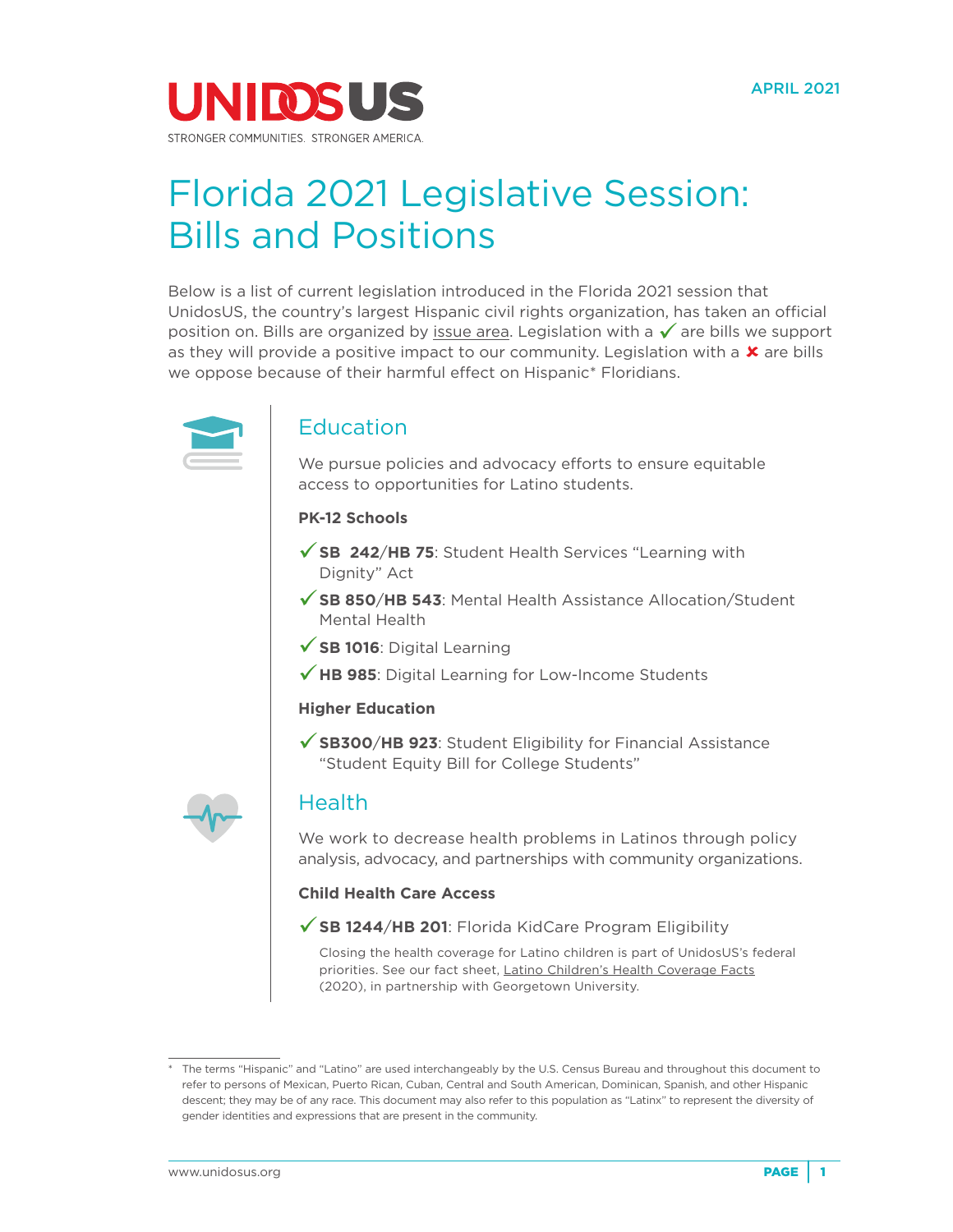APRIL 2021

# Florida 2021 Legislative Session: Bills and Positions

Below is a list of current legislation introduced in the Florida 2021 session that UnidosUS, the country's largest Hispanic civil rights organization, has taken an official position on. Bills are organized by issue area. Legislation with a ✓ are bills we support as they will provide a positive impact to our community. Legislation with a ✘ are bills we oppose because of their harmful effect on Hispanic* Floridians.

## Education

We pursue policies and advocacy efforts to ensure equitable access to opportunities for Latino students.

**PK-12 Schools**

- ✓ **SB 242**/**HB 75**: Student Health Services "Learning with Dignity" Act
- ✓ **SB 850**/**HB 543**: Mental Health Assistance Allocation/Student Mental Health
- ✓ **SB 1016**: Digital Learning
- ✓ **HB 985**: Digital Learning for Low-Income Students

**Higher Education**

- ✓ **SB300**/**HB 923**: Student Eligibility for Financial Assistance "Student Equity Bill for College Students"

## Health

We work to decrease health problems in Latinos through policy analysis, advocacy, and partnerships with community organizations.

**Child Health Care Access**

- ✓ **SB 1244**/**HB 201**: Florida KidCare Program Eligibility

  Closing the health coverage for Latino children is part of UnidosUS's federal priorities. See our fact sheet, Latino Children's Health Coverage Facts (2020), in partnership with Georgetown University.

---

\* The terms "Hispanic" and "Latino" are used interchangeably by the U.S. Census Bureau and throughout this document to refer to persons of Mexican, Puerto Rican, Cuban, Central and South American, Dominican, Spanish, and other Hispanic descent; they may be of any race. This document may also refer to this population as "Latinx" to represent the diversity of gender identities and expressions that are present in the community.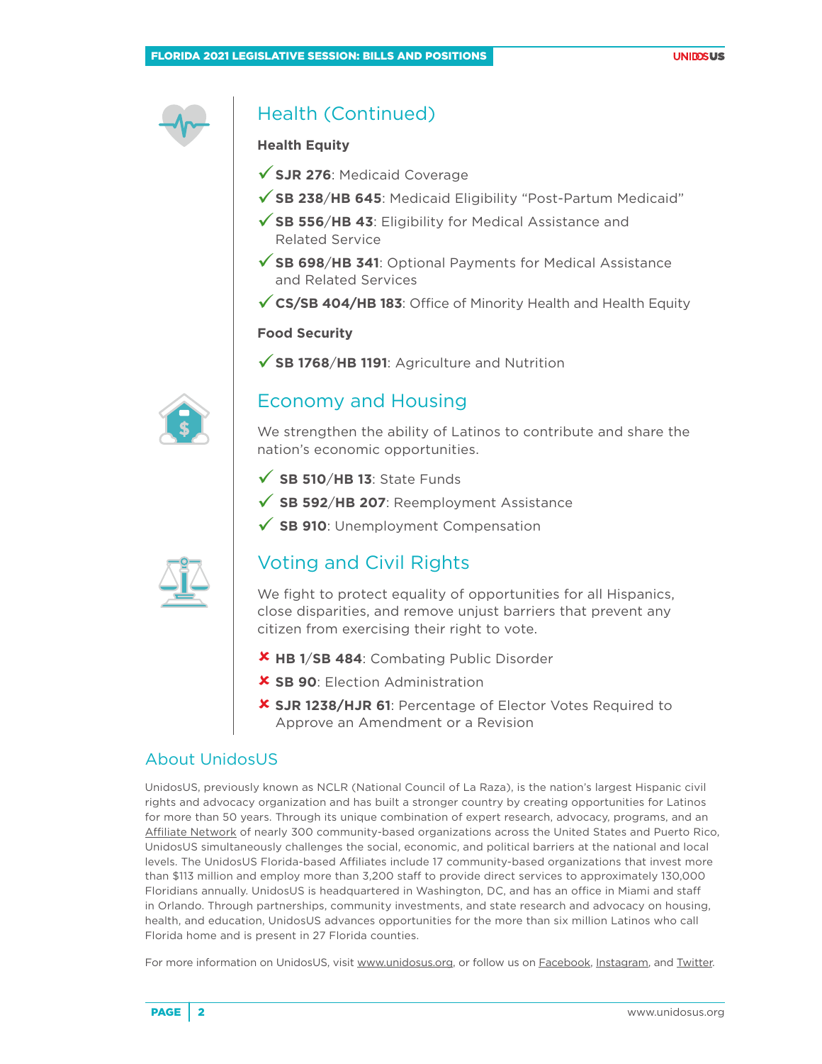## Health (Continued)

**Health Equity**

- ✓ **SJR 276**: Medicaid Coverage
- ✓ **SB 238**/**HB 645**: Medicaid Eligibility "Post-Partum Medicaid"
- ✓ **SB 556**/**HB 43**: Eligibility for Medical Assistance and Related Service
- ✓ **SB 698**/**HB 341**: Optional Payments for Medical Assistance and Related Services
- ✓ **CS/SB 404/HB 183**: Office of Minority Health and Health Equity

**Food Security**

- ✓ **SB 1768**/**HB 1191**: Agriculture and Nutrition

## Economy and Housing

We strengthen the ability of Latinos to contribute and share the nation's economic opportunities.

- ✓ **SB 510**/**HB 13**: State Funds
- ✓ **SB 592**/**HB 207**: Reemployment Assistance
- ✓ **SB 910**: Unemployment Compensation

## Voting and Civil Rights

We fight to protect equality of opportunities for all Hispanics, close disparities, and remove unjust barriers that prevent any citizen from exercising their right to vote.

- ✗ **HB 1**/**SB 484**: Combating Public Disorder
- ✗ **SB 90**: Election Administration
- ✗ **SJR 1238/HJR 61**: Percentage of Elector Votes Required to Approve an Amendment or a Revision

## About UnidosUS

UnidosUS, previously known as NCLR (National Council of La Raza), is the nation's largest Hispanic civil rights and advocacy organization and has built a stronger country by creating opportunities for Latinos for more than 50 years. Through its unique combination of expert research, advocacy, programs, and an Affiliate Network of nearly 300 community-based organizations across the United States and Puerto Rico, UnidosUS simultaneously challenges the social, economic, and political barriers at the national and local levels. The UnidosUS Florida-based Affiliates include 17 community-based organizations that invest more than $113 million and employ more than 3,200 staff to provide direct services to approximately 130,000 Floridians annually. UnidosUS is headquartered in Washington, DC, and has an office in Miami and staff in Orlando. Through partnerships, community investments, and state research and advocacy on housing, health, and education, UnidosUS advances opportunities for the more than six million Latinos who call Florida home and is present in 27 Florida counties.

For more information on UnidosUS, visit www.unidosus.org, or follow us on Facebook, Instagram, and Twitter.